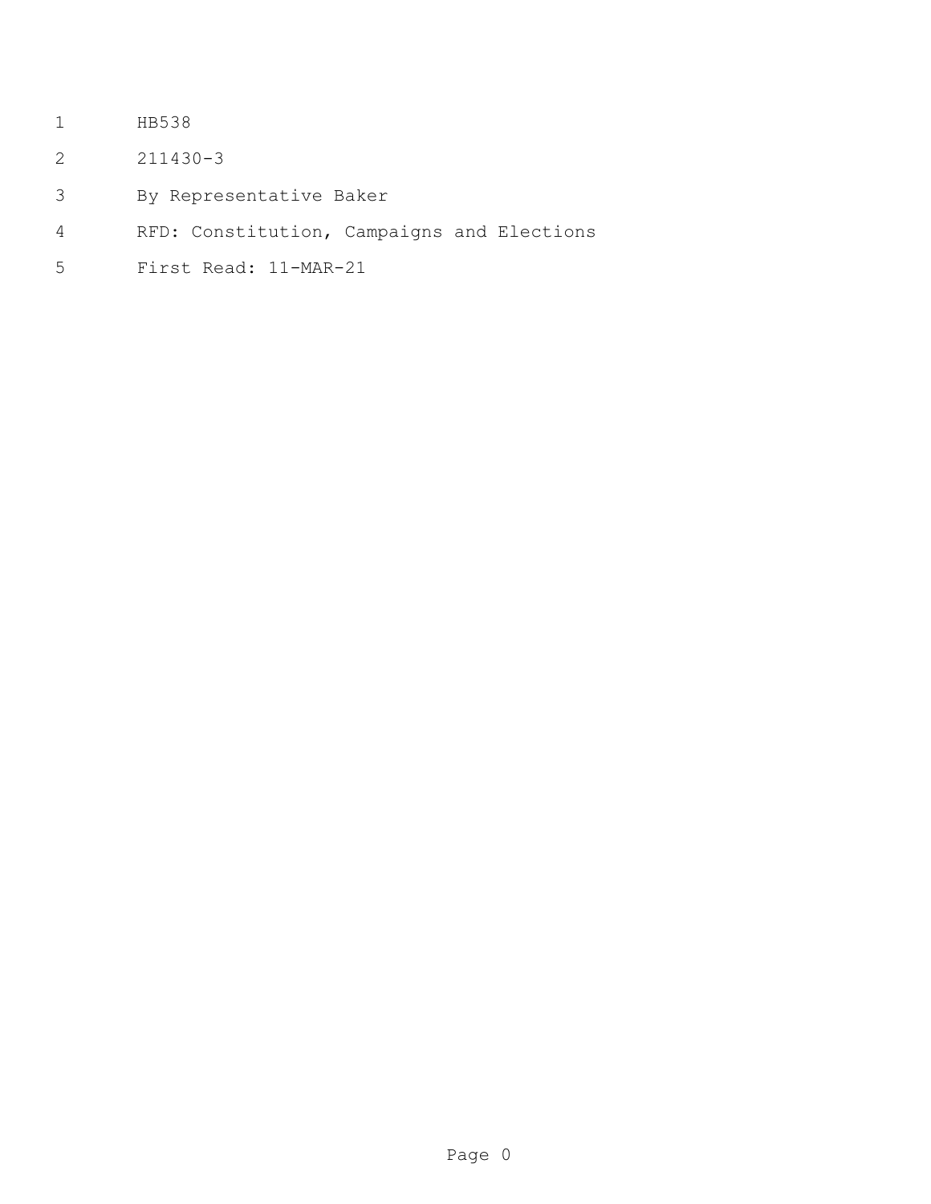HB538

211430-3

By Representative Baker

RFD: Constitution, Campaigns and Elections

First Read: 11-MAR-21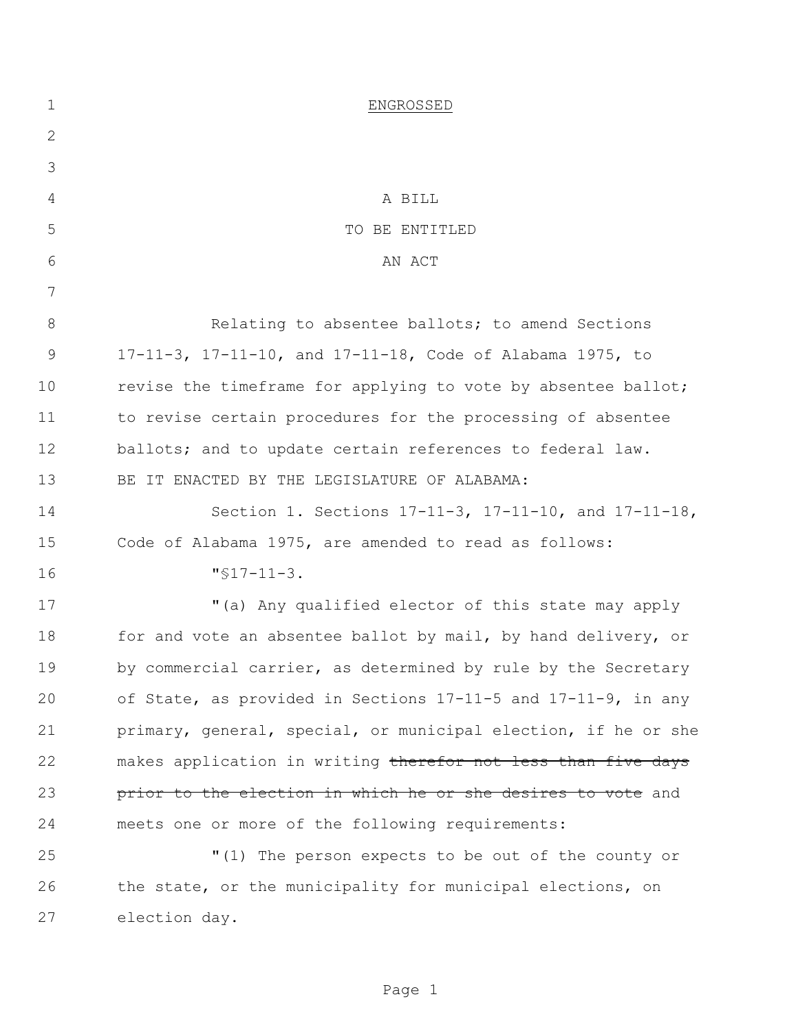ENGROSSED

A BILL

TO BE ENTITLED

AN ACT

Relating to absentee ballots; to amend Sections 17-11-3, 17-11-10, and 17-11-18, Code of Alabama 1975, to revise the timeframe for applying to vote by absentee ballot; to revise certain procedures for the processing of absentee ballots; and to update certain references to federal law.

BE IT ENACTED BY THE LEGISLATURE OF ALABAMA:

Section 1. Sections 17-11-3, 17-11-10, and 17-11-18, Code of Alabama 1975, are amended to read as follows:

"§17-11-3.

"(a) Any qualified elector of this state may apply for and vote an absentee ballot by mail, by hand delivery, or by commercial carrier, as determined by rule by the Secretary of State, as provided in Sections 17-11-5 and 17-11-9, in any primary, general, special, or municipal election, if he or she makes application in writing ~~therefor not less than five days prior to the election in which he or she desires to vote~~ and meets one or more of the following requirements:

"(1) The person expects to be out of the county or the state, or the municipality for municipal elections, on election day.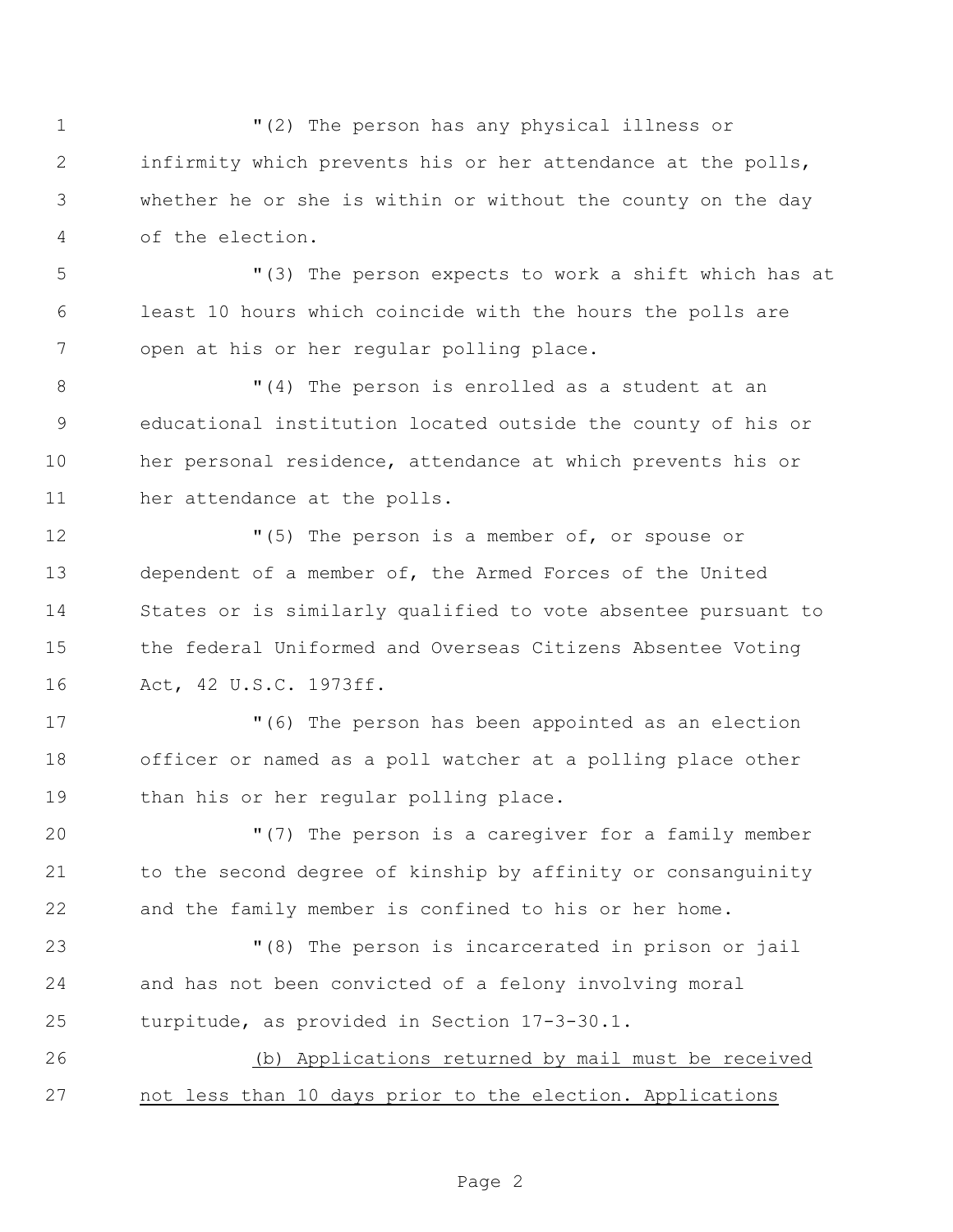"(2) The person has any physical illness or infirmity which prevents his or her attendance at the polls, whether he or she is within or without the county on the day of the election.

"(3) The person expects to work a shift which has at least 10 hours which coincide with the hours the polls are open at his or her regular polling place.

"(4) The person is enrolled as a student at an educational institution located outside the county of his or her personal residence, attendance at which prevents his or her attendance at the polls.

"(5) The person is a member of, or spouse or dependent of a member of, the Armed Forces of the United States or is similarly qualified to vote absentee pursuant to the federal Uniformed and Overseas Citizens Absentee Voting Act, 42 U.S.C. 1973ff.

"(6) The person has been appointed as an election officer or named as a poll watcher at a polling place other than his or her regular polling place.

"(7) The person is a caregiver for a family member to the second degree of kinship by affinity or consanguinity and the family member is confined to his or her home.

"(8) The person is incarcerated in prison or jail and has not been convicted of a felony involving moral turpitude, as provided in Section 17-3-30.1.

<u>(b) Applications returned by mail must be received not less than 10 days prior to the election. Applications</u>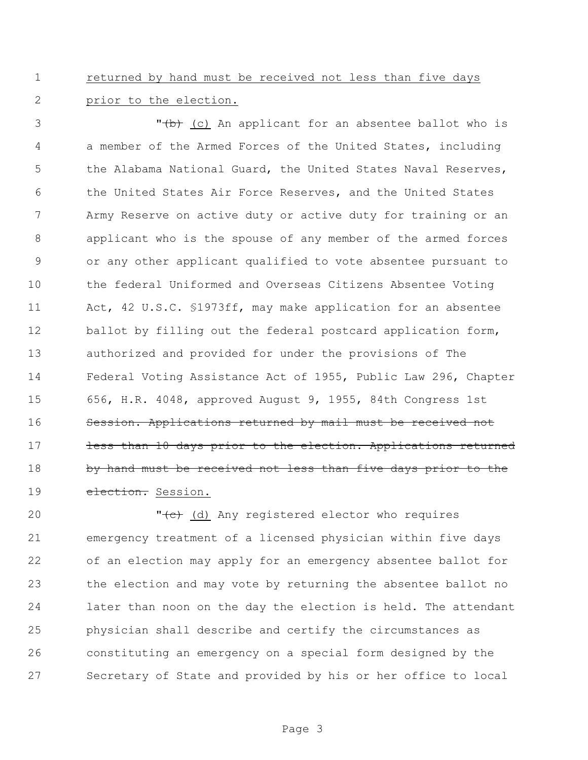returned by hand must be received not less than five days prior to the election.

"~~(b)~~ (c) An applicant for an absentee ballot who is a member of the Armed Forces of the United States, including the Alabama National Guard, the United States Naval Reserves, the United States Air Force Reserves, and the United States Army Reserve on active duty or active duty for training or an applicant who is the spouse of any member of the armed forces or any other applicant qualified to vote absentee pursuant to the federal Uniformed and Overseas Citizens Absentee Voting Act, 42 U.S.C. §1973ff, may make application for an absentee ballot by filling out the federal postcard application form, authorized and provided for under the provisions of The Federal Voting Assistance Act of 1955, Public Law 296, Chapter 656, H.R. 4048, approved August 9, 1955, 84th Congress 1st ~~Session. Applications returned by mail must be received not less than 10 days prior to the election. Applications returned by hand must be received not less than five days prior to the election.~~ Session.

"~~(c)~~ (d) Any registered elector who requires emergency treatment of a licensed physician within five days of an election may apply for an emergency absentee ballot for the election and may vote by returning the absentee ballot no later than noon on the day the election is held. The attendant physician shall describe and certify the circumstances as constituting an emergency on a special form designed by the Secretary of State and provided by his or her office to local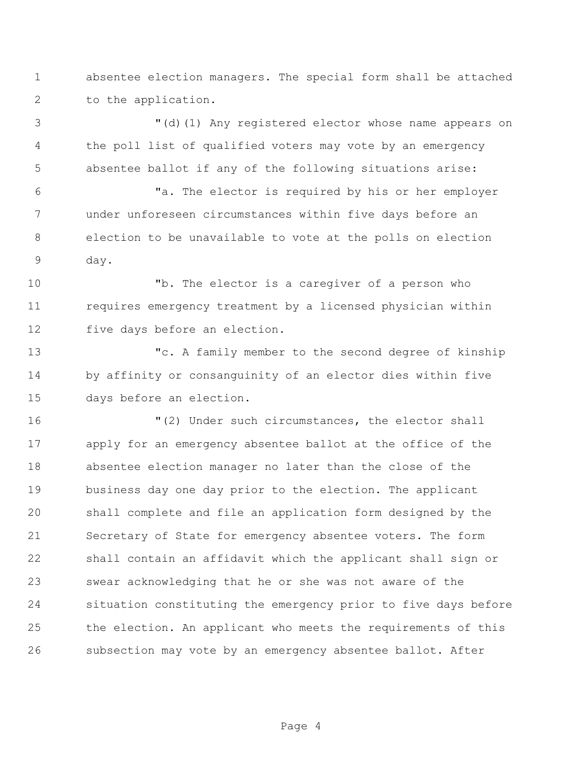absentee election managers. The special form shall be attached to the application.

"(d)(1) Any registered elector whose name appears on the poll list of qualified voters may vote by an emergency absentee ballot if any of the following situations arise:

"a. The elector is required by his or her employer under unforeseen circumstances within five days before an election to be unavailable to vote at the polls on election day.

"b. The elector is a caregiver of a person who requires emergency treatment by a licensed physician within five days before an election.

"c. A family member to the second degree of kinship by affinity or consanguinity of an elector dies within five days before an election.

"(2) Under such circumstances, the elector shall apply for an emergency absentee ballot at the office of the absentee election manager no later than the close of the business day one day prior to the election. The applicant shall complete and file an application form designed by the Secretary of State for emergency absentee voters. The form shall contain an affidavit which the applicant shall sign or swear acknowledging that he or she was not aware of the situation constituting the emergency prior to five days before the election. An applicant who meets the requirements of this subsection may vote by an emergency absentee ballot. After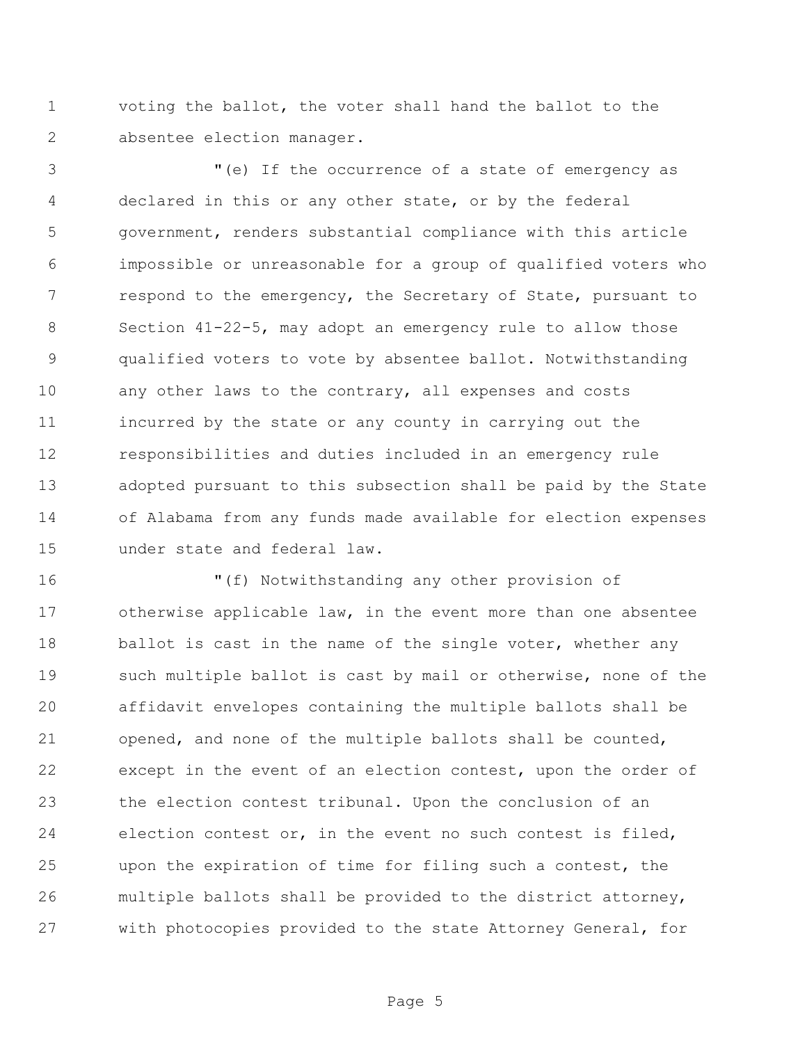voting the ballot, the voter shall hand the ballot to the absentee election manager.

"(e) If the occurrence of a state of emergency as declared in this or any other state, or by the federal government, renders substantial compliance with this article impossible or unreasonable for a group of qualified voters who respond to the emergency, the Secretary of State, pursuant to Section 41-22-5, may adopt an emergency rule to allow those qualified voters to vote by absentee ballot. Notwithstanding any other laws to the contrary, all expenses and costs incurred by the state or any county in carrying out the responsibilities and duties included in an emergency rule adopted pursuant to this subsection shall be paid by the State of Alabama from any funds made available for election expenses under state and federal law.

"(f) Notwithstanding any other provision of otherwise applicable law, in the event more than one absentee ballot is cast in the name of the single voter, whether any such multiple ballot is cast by mail or otherwise, none of the affidavit envelopes containing the multiple ballots shall be opened, and none of the multiple ballots shall be counted, except in the event of an election contest, upon the order of the election contest tribunal. Upon the conclusion of an election contest or, in the event no such contest is filed, upon the expiration of time for filing such a contest, the multiple ballots shall be provided to the district attorney, with photocopies provided to the state Attorney General, for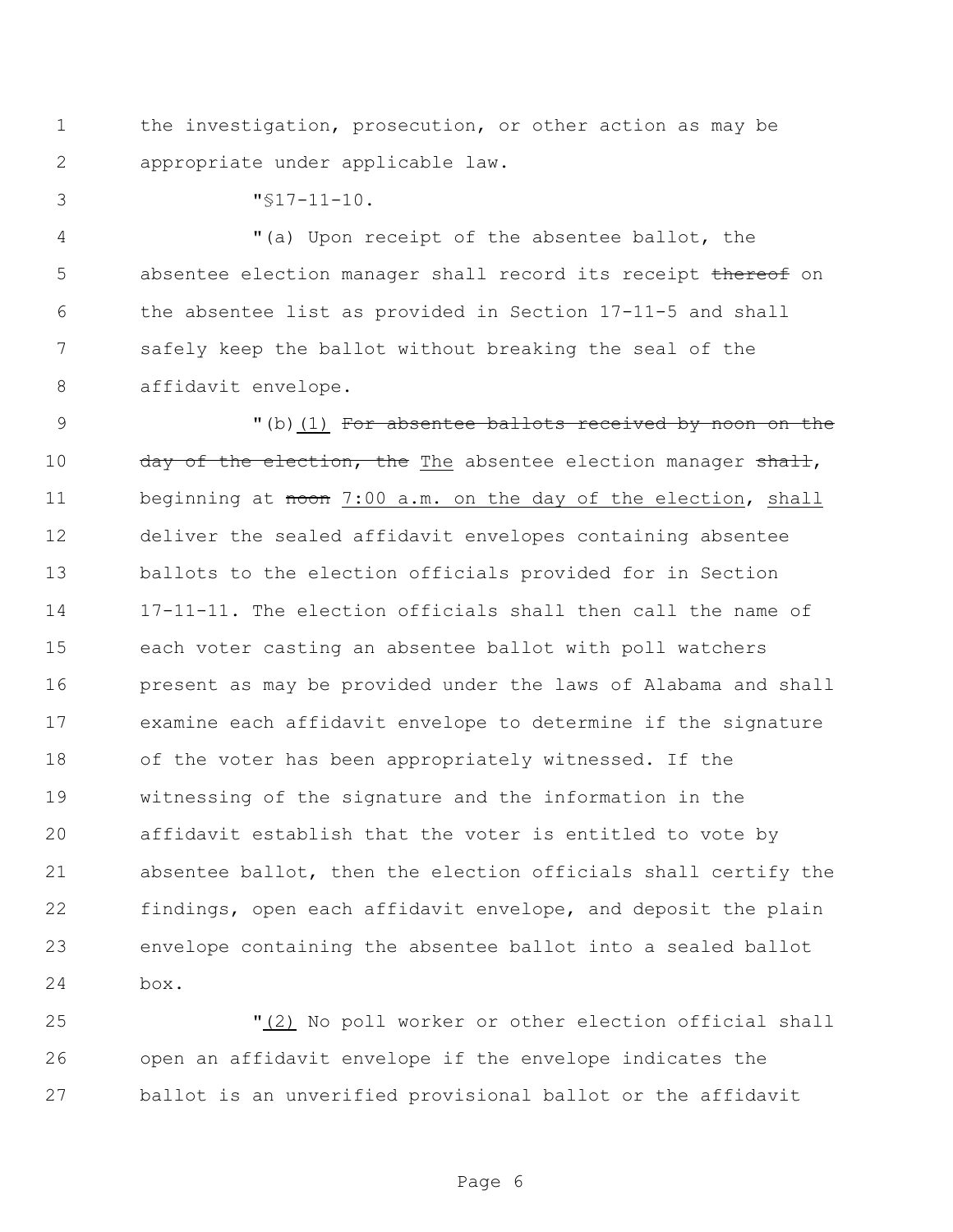the investigation, prosecution, or other action as may be appropriate under applicable law.

"§17-11-10.

"(a) Upon receipt of the absentee ballot, the absentee election manager shall record its receipt ~~thereof~~ on the absentee list as provided in Section 17-11-5 and shall safely keep the ballot without breaking the seal of the affidavit envelope.

"(b)<u>(1)</u> ~~For absentee ballots received by noon on the day of the election, the~~ <u>The</u> absentee election manager ~~shall~~, beginning at ~~noon~~ <u>7:00 a.m. on the day of the election</u>, <u>shall</u> deliver the sealed affidavit envelopes containing absentee ballots to the election officials provided for in Section 17-11-11. The election officials shall then call the name of each voter casting an absentee ballot with poll watchers present as may be provided under the laws of Alabama and shall examine each affidavit envelope to determine if the signature of the voter has been appropriately witnessed. If the witnessing of the signature and the information in the affidavit establish that the voter is entitled to vote by absentee ballot, then the election officials shall certify the findings, open each affidavit envelope, and deposit the plain envelope containing the absentee ballot into a sealed ballot box.

"<u>(2)</u> No poll worker or other election official shall open an affidavit envelope if the envelope indicates the ballot is an unverified provisional ballot or the affidavit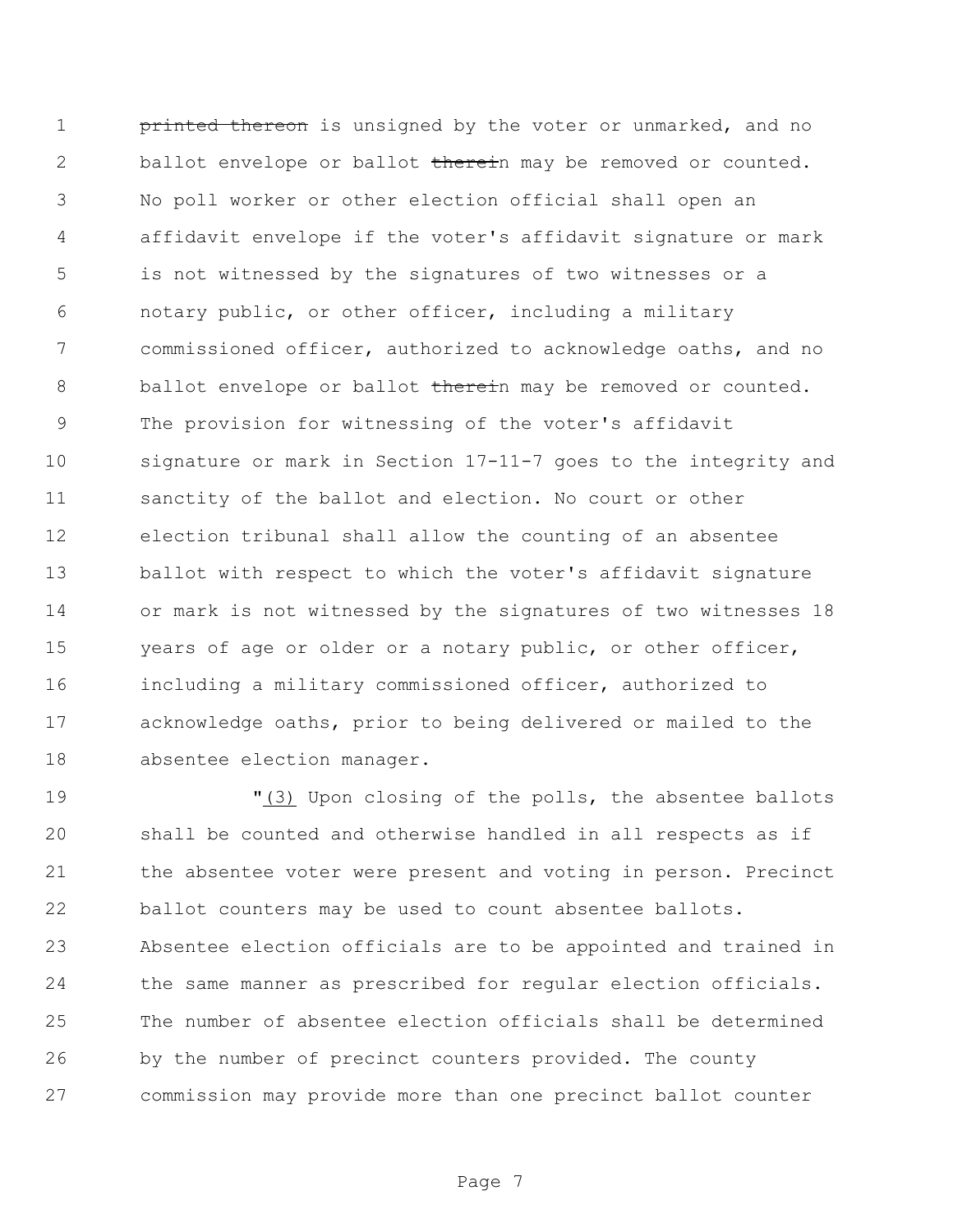~~printed thereon~~ is unsigned by the voter or unmarked, and no ballot envelope or ballot ~~therei~~n may be removed or counted. No poll worker or other election official shall open an affidavit envelope if the voter's affidavit signature or mark is not witnessed by the signatures of two witnesses or a notary public, or other officer, including a military commissioned officer, authorized to acknowledge oaths, and no ballot envelope or ballot ~~therei~~n may be removed or counted. The provision for witnessing of the voter's affidavit signature or mark in Section 17-11-7 goes to the integrity and sanctity of the ballot and election. No court or other election tribunal shall allow the counting of an absentee ballot with respect to which the voter's affidavit signature or mark is not witnessed by the signatures of two witnesses 18 years of age or older or a notary public, or other officer, including a military commissioned officer, authorized to acknowledge oaths, prior to being delivered or mailed to the absentee election manager.

"(3) Upon closing of the polls, the absentee ballots shall be counted and otherwise handled in all respects as if the absentee voter were present and voting in person. Precinct ballot counters may be used to count absentee ballots. Absentee election officials are to be appointed and trained in the same manner as prescribed for regular election officials. The number of absentee election officials shall be determined by the number of precinct counters provided. The county commission may provide more than one precinct ballot counter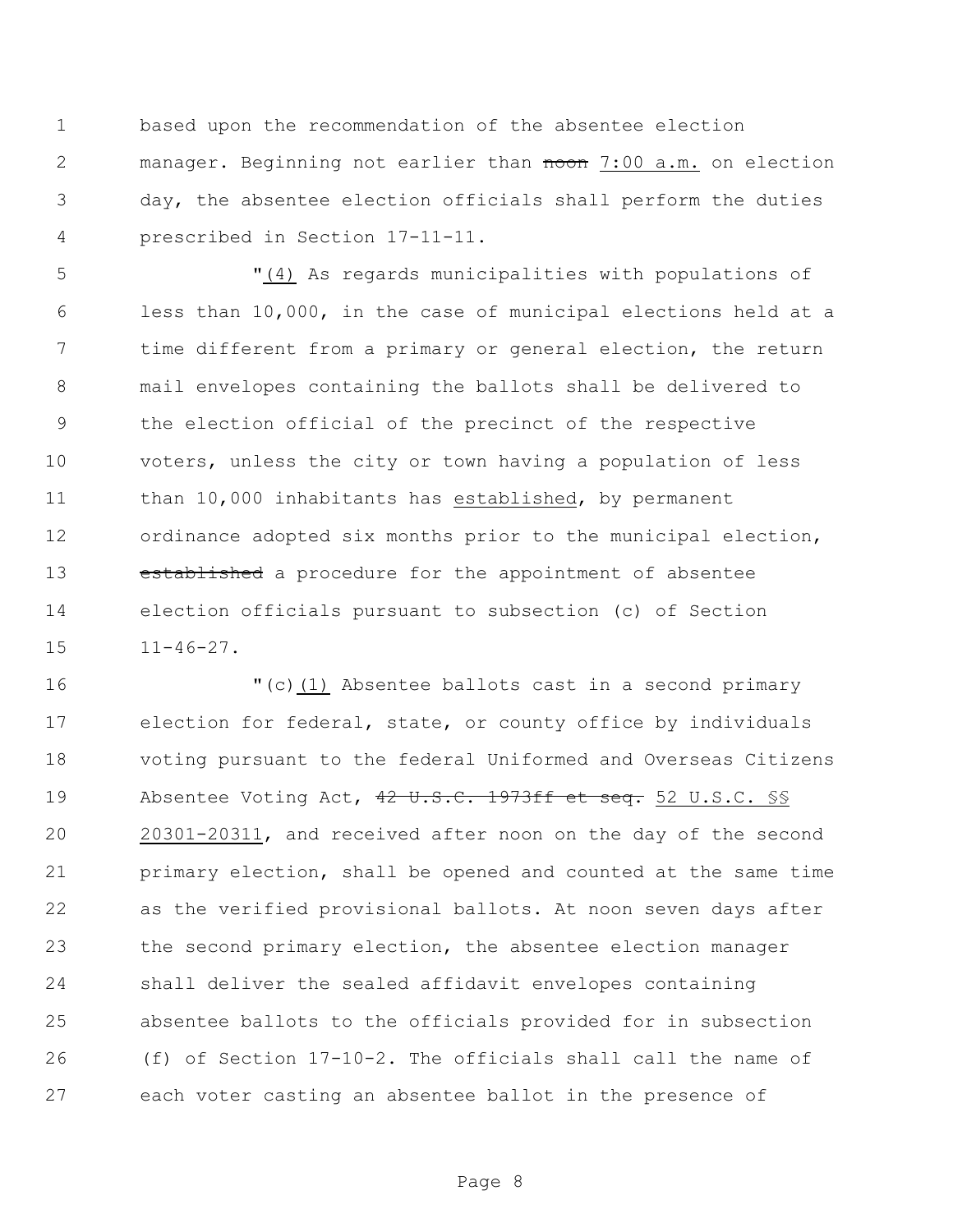based upon the recommendation of the absentee election manager. Beginning not earlier than ~~noon~~ 7:00 a.m. on election day, the absentee election officials shall perform the duties prescribed in Section 17-11-11.

"(4) As regards municipalities with populations of less than 10,000, in the case of municipal elections held at a time different from a primary or general election, the return mail envelopes containing the ballots shall be delivered to the election official of the precinct of the respective voters, unless the city or town having a population of less than 10,000 inhabitants has established, by permanent ordinance adopted six months prior to the municipal election, ~~established~~ a procedure for the appointment of absentee election officials pursuant to subsection (c) of Section 11-46-27.

"(c)(1) Absentee ballots cast in a second primary election for federal, state, or county office by individuals voting pursuant to the federal Uniformed and Overseas Citizens Absentee Voting Act, ~~42 U.S.C. 1973ff et seq.~~ 52 U.S.C. §§ 20301-20311, and received after noon on the day of the second primary election, shall be opened and counted at the same time as the verified provisional ballots. At noon seven days after the second primary election, the absentee election manager shall deliver the sealed affidavit envelopes containing absentee ballots to the officials provided for in subsection (f) of Section 17-10-2. The officials shall call the name of each voter casting an absentee ballot in the presence of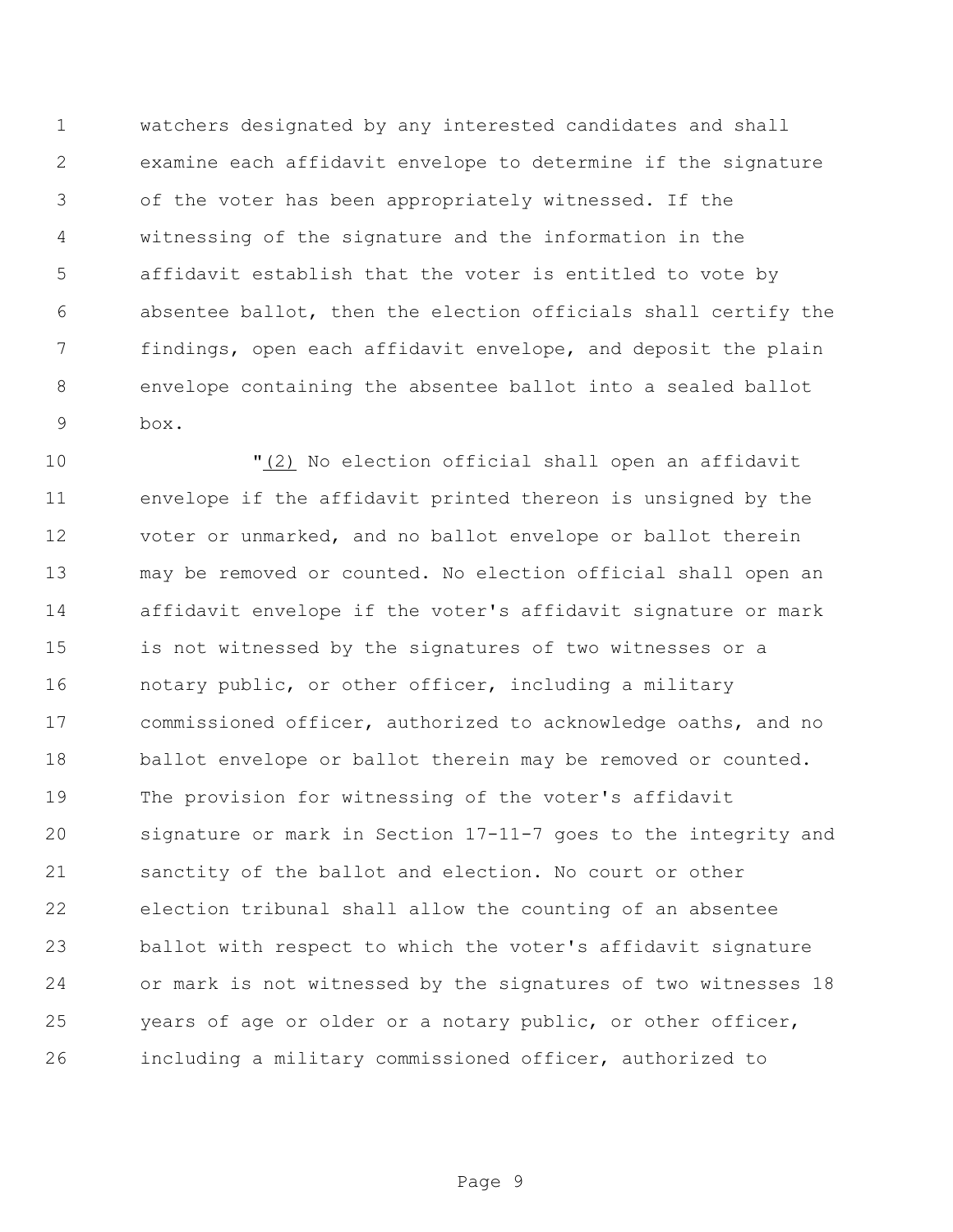watchers designated by any interested candidates and shall examine each affidavit envelope to determine if the signature of the voter has been appropriately witnessed. If the witnessing of the signature and the information in the affidavit establish that the voter is entitled to vote by absentee ballot, then the election officials shall certify the findings, open each affidavit envelope, and deposit the plain envelope containing the absentee ballot into a sealed ballot box.

"(2) No election official shall open an affidavit envelope if the affidavit printed thereon is unsigned by the voter or unmarked, and no ballot envelope or ballot therein may be removed or counted. No election official shall open an affidavit envelope if the voter's affidavit signature or mark is not witnessed by the signatures of two witnesses or a notary public, or other officer, including a military commissioned officer, authorized to acknowledge oaths, and no ballot envelope or ballot therein may be removed or counted. The provision for witnessing of the voter's affidavit signature or mark in Section 17-11-7 goes to the integrity and sanctity of the ballot and election. No court or other election tribunal shall allow the counting of an absentee ballot with respect to which the voter's affidavit signature or mark is not witnessed by the signatures of two witnesses 18 years of age or older or a notary public, or other officer, including a military commissioned officer, authorized to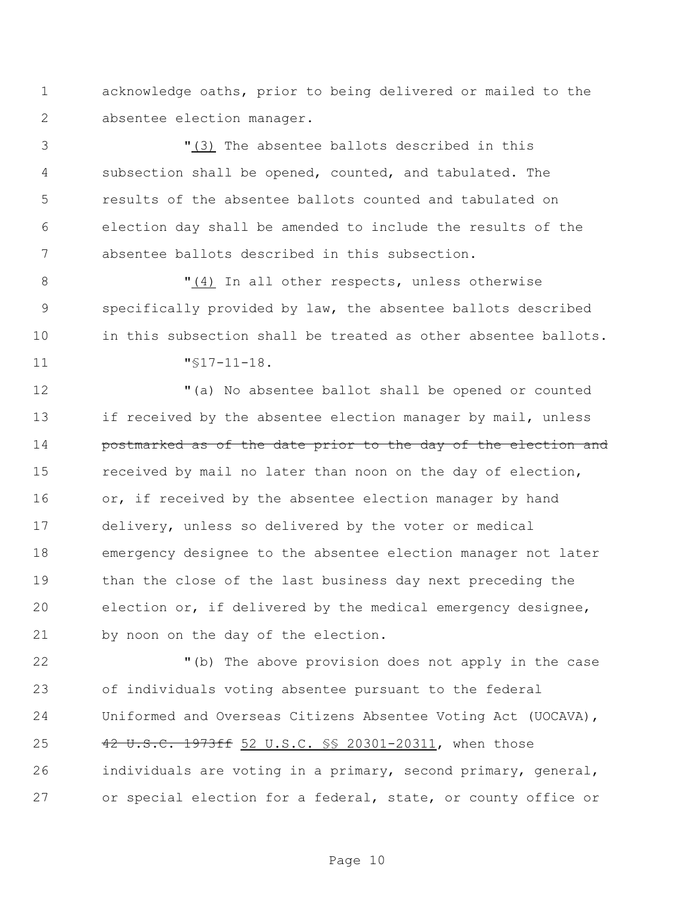acknowledge oaths, prior to being delivered or mailed to the absentee election manager.

"<u>(3)</u> The absentee ballots described in this subsection shall be opened, counted, and tabulated. The results of the absentee ballots counted and tabulated on election day shall be amended to include the results of the absentee ballots described in this subsection.

"<u>(4)</u> In all other respects, unless otherwise specifically provided by law, the absentee ballots described in this subsection shall be treated as other absentee ballots.

"§17-11-18.

"(a) No absentee ballot shall be opened or counted if received by the absentee election manager by mail, unless ~~postmarked as of the date prior to the day of the election and~~ received by mail no later than noon on the day of election, or, if received by the absentee election manager by hand delivery, unless so delivered by the voter or medical emergency designee to the absentee election manager not later than the close of the last business day next preceding the election or, if delivered by the medical emergency designee, by noon on the day of the election.

"(b) The above provision does not apply in the case of individuals voting absentee pursuant to the federal Uniformed and Overseas Citizens Absentee Voting Act (UOCAVA), ~~42 U.S.C. 1973ff~~ <u>52 U.S.C. §§ 20301-20311</u>, when those individuals are voting in a primary, second primary, general, or special election for a federal, state, or county office or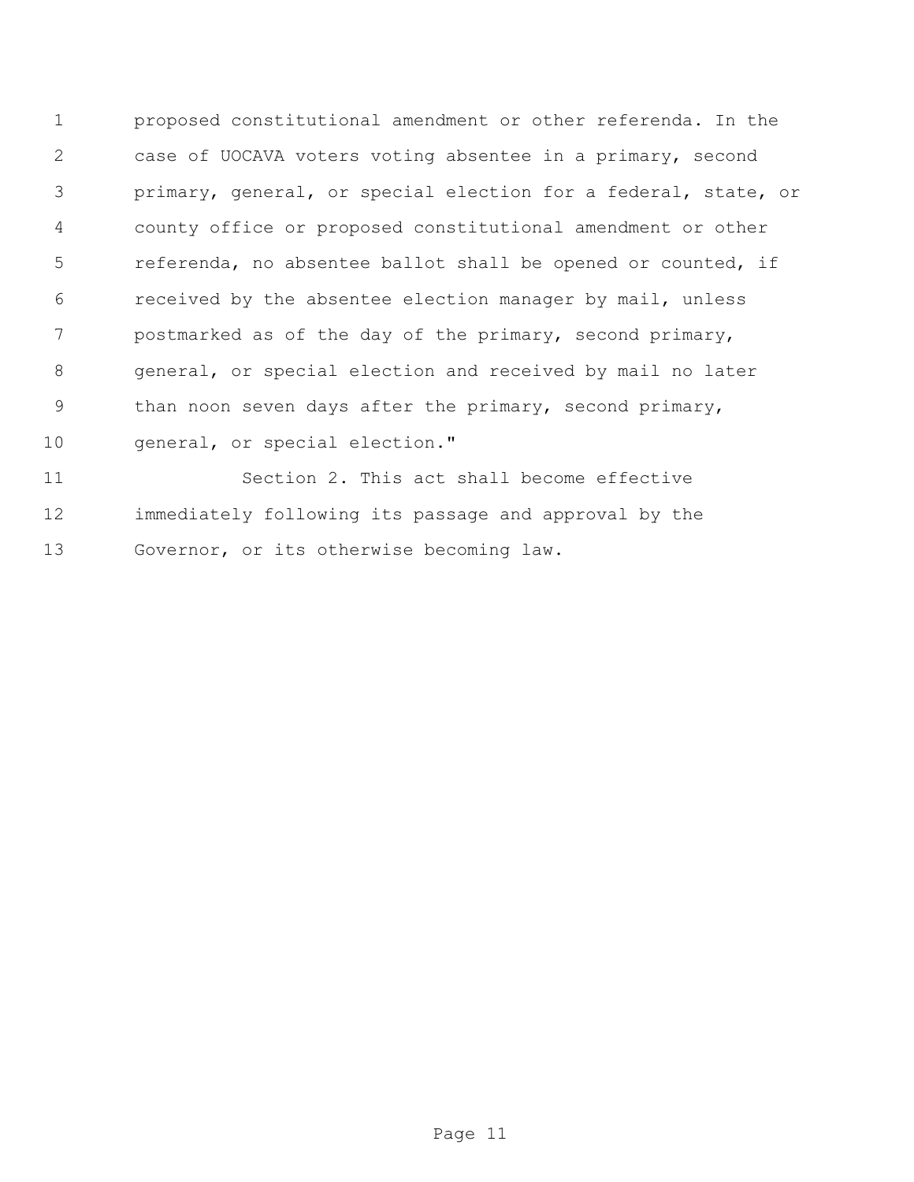proposed constitutional amendment or other referenda. In the case of UOCAVA voters voting absentee in a primary, second primary, general, or special election for a federal, state, or county office or proposed constitutional amendment or other referenda, no absentee ballot shall be opened or counted, if received by the absentee election manager by mail, unless postmarked as of the day of the primary, second primary, general, or special election and received by mail no later than noon seven days after the primary, second primary, general, or special election."

Section 2. This act shall become effective immediately following its passage and approval by the Governor, or its otherwise becoming law.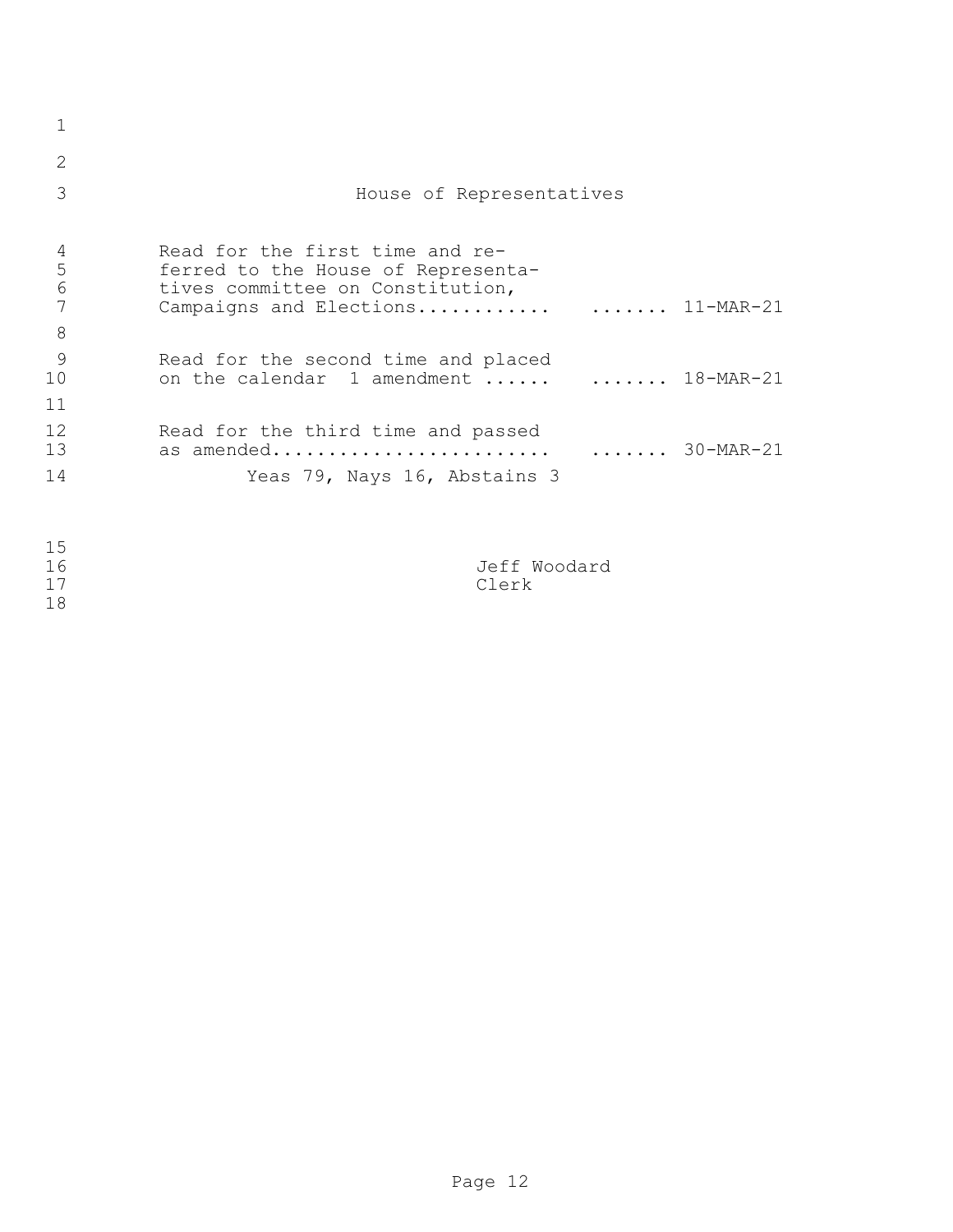House of Representatives

Read for the first time and referred to the House of Representatives committee on Constitution, Campaigns and Elections............ ....... 11-MAR-21

Read for the second time and placed on the calendar 1 amendment ...... ....... 18-MAR-21

Read for the third time and passed as amended........................ ....... 30-MAR-21

Yeas 79, Nays 16, Abstains 3

Jeff Woodard
Clerk